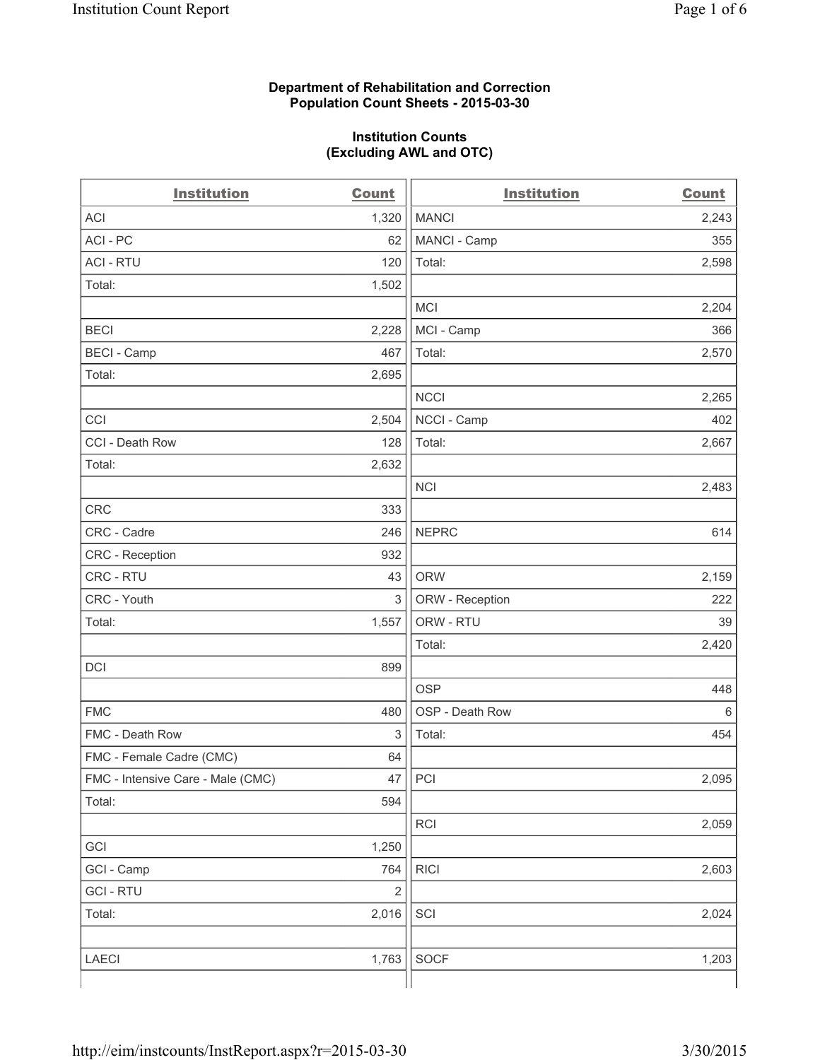**Department of Rehabilitation and Correction**
**Population Count Sheets - 2015-03-30**

**Institution Counts**
**(Excluding AWL and OTC)**

| Institution | Count | Institution | Count |
|---|---|---|---|
| ACI | 1,320 | MANCI | 2,243 |
| ACI - PC | 62 | MANCI - Camp | 355 |
| ACI - RTU | 120 | Total: | 2,598 |
| Total: | 1,502 | | |
| | | MCI | 2,204 |
| BECI | 2,228 | MCI - Camp | 366 |
| BECI - Camp | 467 | Total: | 2,570 |
| Total: | 2,695 | | |
| | | NCCI | 2,265 |
| CCI | 2,504 | NCCI - Camp | 402 |
| CCI - Death Row | 128 | Total: | 2,667 |
| Total: | 2,632 | | |
| | | NCI | 2,483 |
| CRC | 333 | | |
| CRC - Cadre | 246 | NEPRC | 614 |
| CRC - Reception | 932 | | |
| CRC - RTU | 43 | ORW | 2,159 |
| CRC - Youth | 3 | ORW - Reception | 222 |
| Total: | 1,557 | ORW - RTU | 39 |
| | | Total: | 2,420 |
| DCI | 899 | | |
| | | OSP | 448 |
| FMC | 480 | OSP - Death Row | 6 |
| FMC - Death Row | 3 | Total: | 454 |
| FMC - Female Cadre (CMC) | 64 | | |
| FMC - Intensive Care - Male (CMC) | 47 | PCI | 2,095 |
| Total: | 594 | | |
| | | RCI | 2,059 |
| GCI | 1,250 | | |
| GCI - Camp | 764 | RICI | 2,603 |
| GCI - RTU | 2 | | |
| Total: | 2,016 | SCI | 2,024 |
| | | | |
| LAECI | 1,763 | SOCF | 1,203 |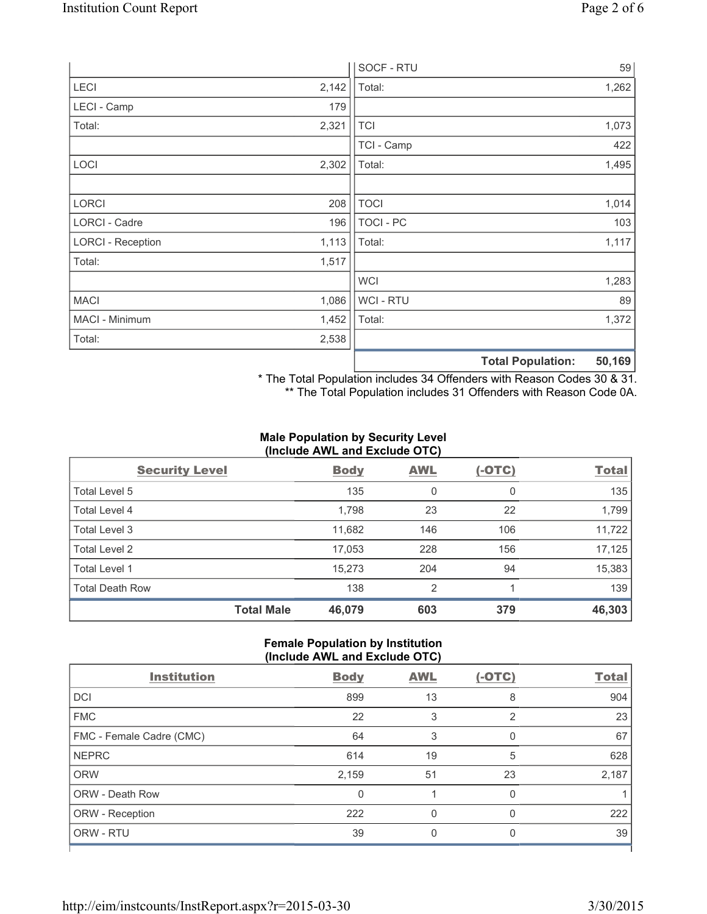| | | | |
|---|---|---|---|
| | | SOCF - RTU | 59 |
| LECI | 2,142 | Total: | 1,262 |
| LECI - Camp | 179 | | |
| Total: | 2,321 | TCI | 1,073 |
| | | TCI - Camp | 422 |
| LOCI | 2,302 | Total: | 1,495 |
| | | | |
| LORCI | 208 | TOCI | 1,014 |
| LORCI - Cadre | 196 | TOCI - PC | 103 |
| LORCI - Reception | 1,113 | Total: | 1,117 |
| Total: | 1,517 | | |
| | | WCI | 1,283 |
| MACI | 1,086 | WCI - RTU | 89 |
| MACI - Minimum | 1,452 | Total: | 1,372 |
| Total: | 2,538 | | |
| | | **Total Population:** | **50,169** |

\* The Total Population includes 34 Offenders with Reason Codes 30 & 31.
\*\* The Total Population includes 31 Offenders with Reason Code 0A.

**Male Population by Security Level (Include AWL and Exclude OTC)**

| Security Level | Body | AWL | (-OTC) | Total |
|---|---|---|---|---|
| Total Level 5 | 135 | 0 | 0 | 135 |
| Total Level 4 | 1,798 | 23 | 22 | 1,799 |
| Total Level 3 | 11,682 | 146 | 106 | 11,722 |
| Total Level 2 | 17,053 | 228 | 156 | 17,125 |
| Total Level 1 | 15,273 | 204 | 94 | 15,383 |
| Total Death Row | 138 | 2 | 1 | 139 |
| **Total Male** | **46,079** | **603** | **379** | **46,303** |

**Female Population by Institution (Include AWL and Exclude OTC)**

| Institution | Body | AWL | (-OTC) | Total |
|---|---|---|---|---|
| DCI | 899 | 13 | 8 | 904 |
| FMC | 22 | 3 | 2 | 23 |
| FMC - Female Cadre (CMC) | 64 | 3 | 0 | 67 |
| NEPRC | 614 | 19 | 5 | 628 |
| ORW | 2,159 | 51 | 23 | 2,187 |
| ORW - Death Row | 0 | 1 | 0 | 1 |
| ORW - Reception | 222 | 0 | 0 | 222 |
| ORW - RTU | 39 | 0 | 0 | 39 |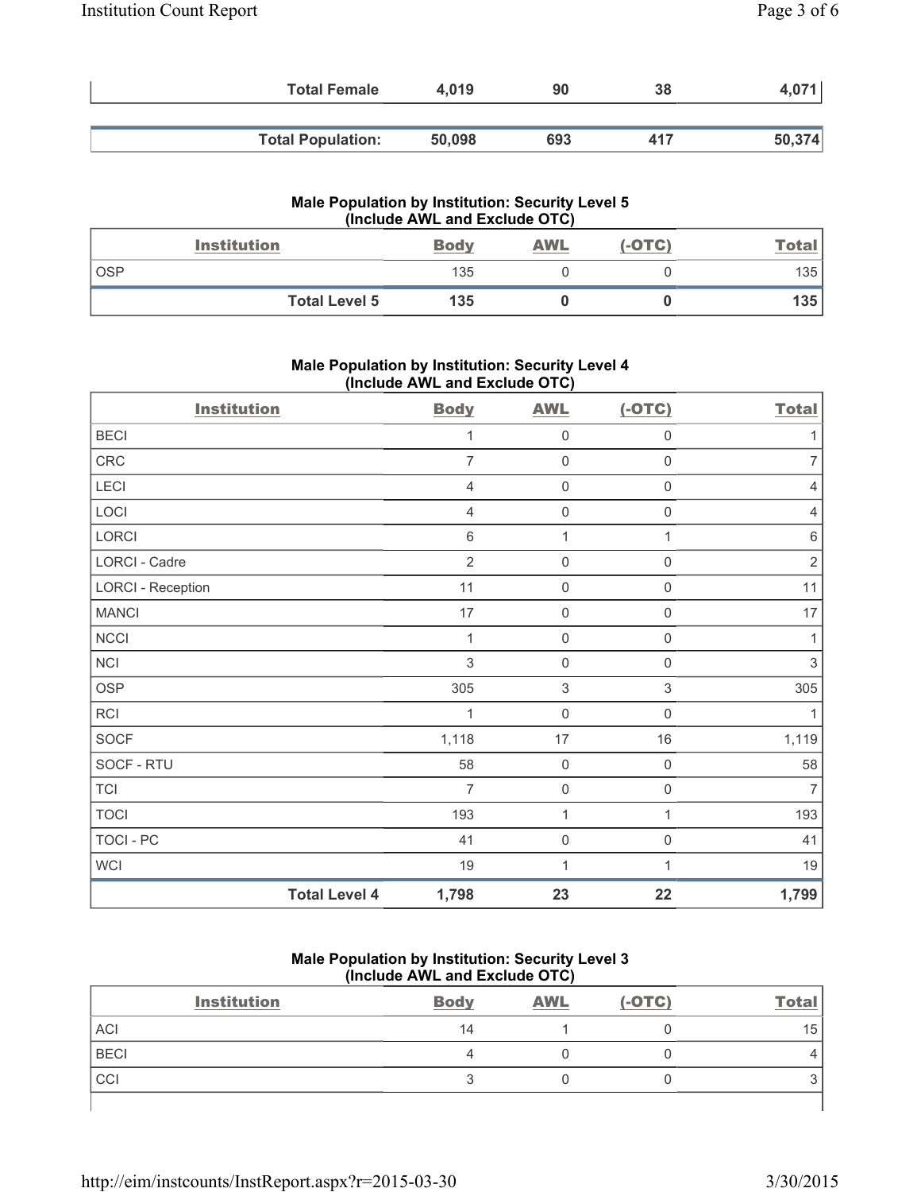| | Body | AWL | (-OTC) | Total |
|---|---|---|---|---|
| **Total Female** | **4,019** | **90** | **38** | **4,071** |

| | Body | AWL | (-OTC) | Total |
|---|---|---|---|---|
| **Total Population:** | **50,098** | **693** | **417** | **50,374** |

### Male Population by Institution: Security Level 5 (Include AWL and Exclude OTC)

| Institution | Body | AWL | (-OTC) | Total |
|---|---|---|---|---|
| OSP | 135 | 0 | 0 | 135 |
| **Total Level 5** | **135** | **0** | **0** | **135** |

### Male Population by Institution: Security Level 4 (Include AWL and Exclude OTC)

| Institution | Body | AWL | (-OTC) | Total |
|---|---|---|---|---|
| BECI | 1 | 0 | 0 | 1 |
| CRC | 7 | 0 | 0 | 7 |
| LECI | 4 | 0 | 0 | 4 |
| LOCI | 4 | 0 | 0 | 4 |
| LORCI | 6 | 1 | 1 | 6 |
| LORCI - Cadre | 2 | 0 | 0 | 2 |
| LORCI - Reception | 11 | 0 | 0 | 11 |
| MANCI | 17 | 0 | 0 | 17 |
| NCCI | 1 | 0 | 0 | 1 |
| NCI | 3 | 0 | 0 | 3 |
| OSP | 305 | 3 | 3 | 305 |
| RCI | 1 | 0 | 0 | 1 |
| SOCF | 1,118 | 17 | 16 | 1,119 |
| SOCF - RTU | 58 | 0 | 0 | 58 |
| TCI | 7 | 0 | 0 | 7 |
| TOCI | 193 | 1 | 1 | 193 |
| TOCI - PC | 41 | 0 | 0 | 41 |
| WCI | 19 | 1 | 1 | 19 |
| **Total Level 4** | **1,798** | **23** | **22** | **1,799** |

### Male Population by Institution: Security Level 3 (Include AWL and Exclude OTC)

| Institution | Body | AWL | (-OTC) | Total |
|---|---|---|---|---|
| ACI | 14 | 1 | 0 | 15 |
| BECI | 4 | 0 | 0 | 4 |
| CCI | 3 | 0 | 0 | 3 |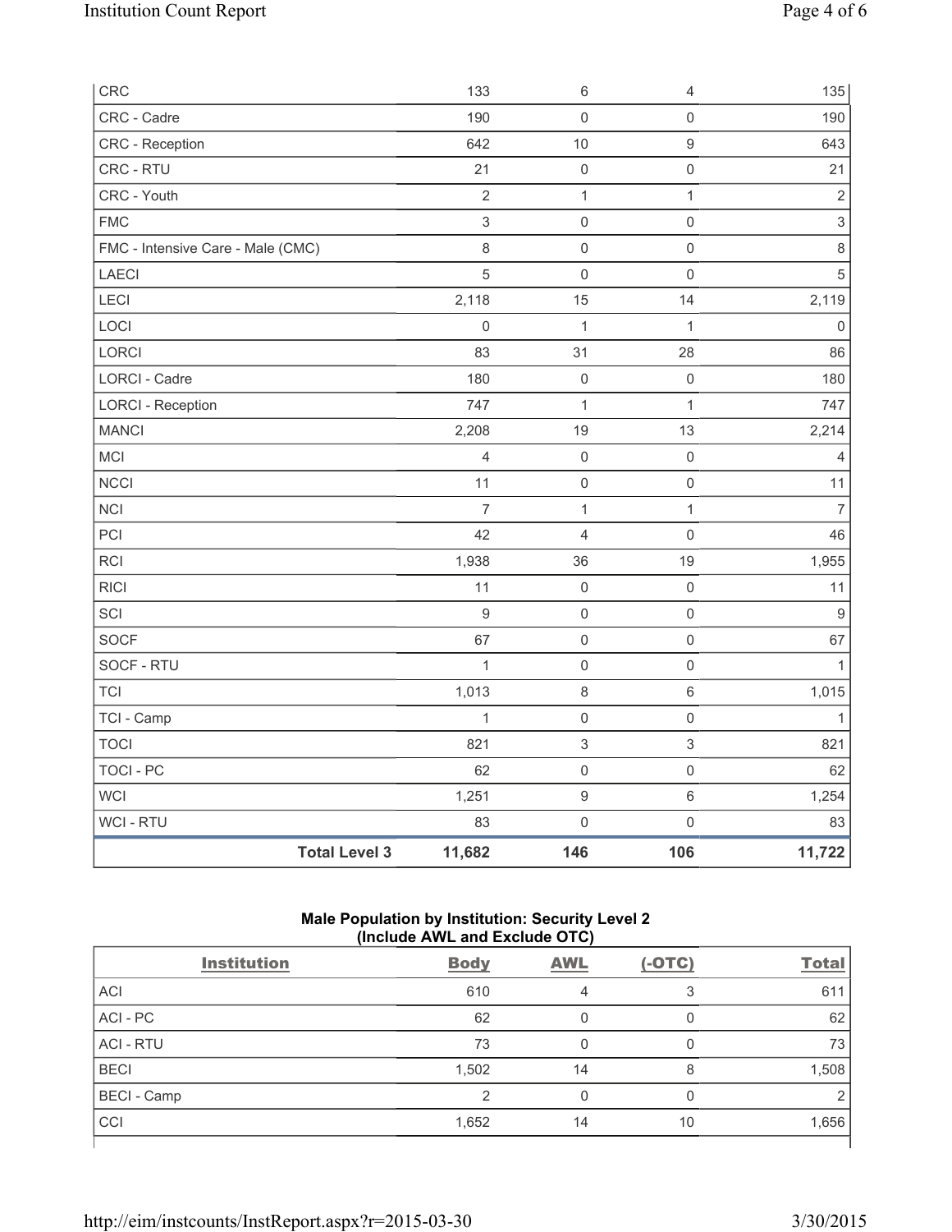| | | | | |
|---|---|---|---|---|
| CRC | 133 | 6 | 4 | 135 |
| CRC - Cadre | 190 | 0 | 0 | 190 |
| CRC - Reception | 642 | 10 | 9 | 643 |
| CRC - RTU | 21 | 0 | 0 | 21 |
| CRC - Youth | 2 | 1 | 1 | 2 |
| FMC | 3 | 0 | 0 | 3 |
| FMC - Intensive Care - Male (CMC) | 8 | 0 | 0 | 8 |
| LAECI | 5 | 0 | 0 | 5 |
| LECI | 2,118 | 15 | 14 | 2,119 |
| LOCI | 0 | 1 | 1 | 0 |
| LORCI | 83 | 31 | 28 | 86 |
| LORCI - Cadre | 180 | 0 | 0 | 180 |
| LORCI - Reception | 747 | 1 | 1 | 747 |
| MANCI | 2,208 | 19 | 13 | 2,214 |
| MCI | 4 | 0 | 0 | 4 |
| NCCI | 11 | 0 | 0 | 11 |
| NCI | 7 | 1 | 1 | 7 |
| PCI | 42 | 4 | 0 | 46 |
| RCI | 1,938 | 36 | 19 | 1,955 |
| RICI | 11 | 0 | 0 | 11 |
| SCI | 9 | 0 | 0 | 9 |
| SOCF | 67 | 0 | 0 | 67 |
| SOCF - RTU | 1 | 0 | 0 | 1 |
| TCI | 1,013 | 8 | 6 | 1,015 |
| TCI - Camp | 1 | 0 | 0 | 1 |
| TOCI | 821 | 3 | 3 | 821 |
| TOCI - PC | 62 | 0 | 0 | 62 |
| WCI | 1,251 | 9 | 6 | 1,254 |
| WCI - RTU | 83 | 0 | 0 | 83 |
| **Total Level 3** | **11,682** | **146** | **106** | **11,722** |

### Male Population by Institution: Security Level 2 (Include AWL and Exclude OTC)

| Institution | Body | AWL | (-OTC) | Total |
|---|---|---|---|---|
| ACI | 610 | 4 | 3 | 611 |
| ACI - PC | 62 | 0 | 0 | 62 |
| ACI - RTU | 73 | 0 | 0 | 73 |
| BECI | 1,502 | 14 | 8 | 1,508 |
| BECI - Camp | 2 | 0 | 0 | 2 |
| CCI | 1,652 | 14 | 10 | 1,656 |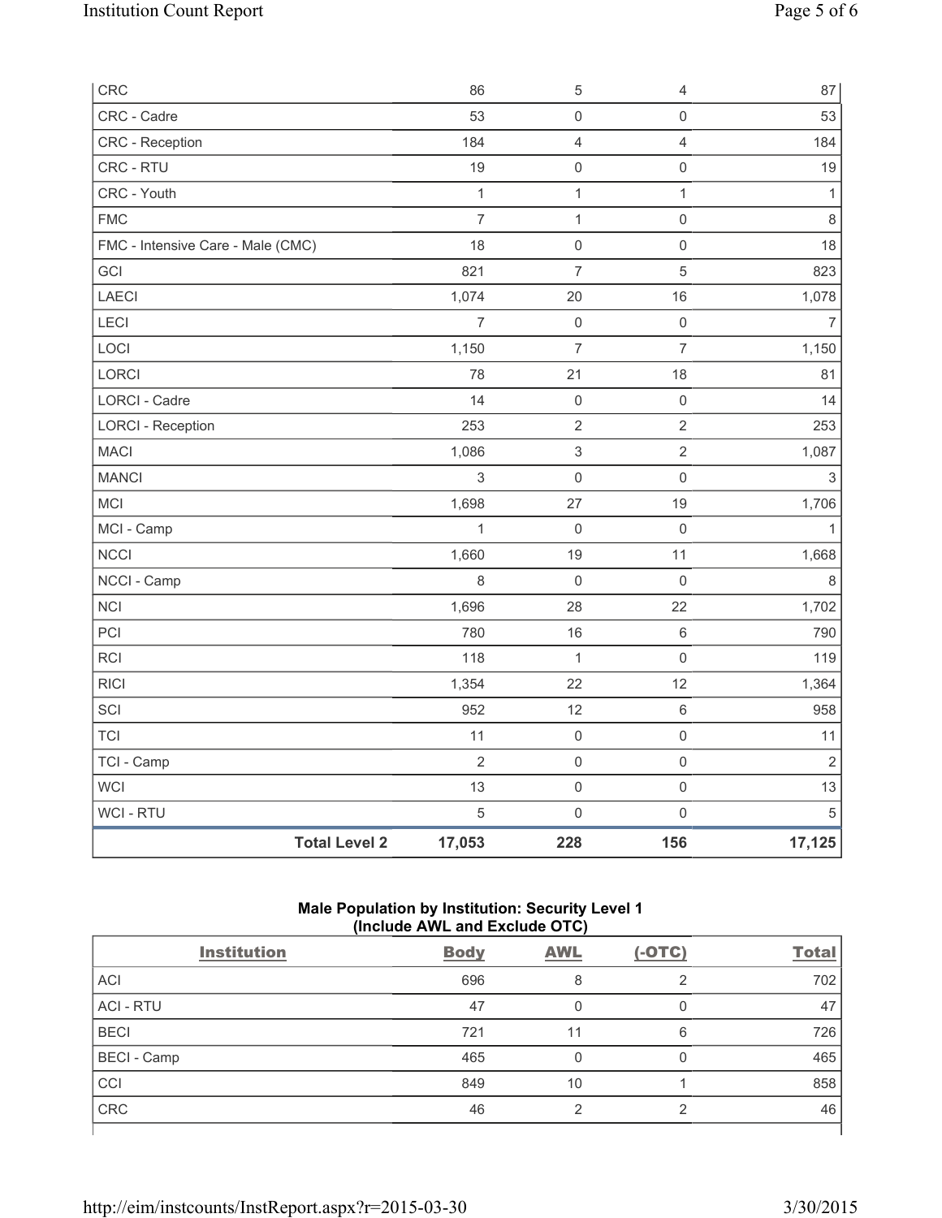| | | | | |
|---|---|---|---|---|
| CRC | 86 | 5 | 4 | 87 |
| CRC - Cadre | 53 | 0 | 0 | 53 |
| CRC - Reception | 184 | 4 | 4 | 184 |
| CRC - RTU | 19 | 0 | 0 | 19 |
| CRC - Youth | 1 | 1 | 1 | 1 |
| FMC | 7 | 1 | 0 | 8 |
| FMC - Intensive Care - Male (CMC) | 18 | 0 | 0 | 18 |
| GCI | 821 | 7 | 5 | 823 |
| LAECI | 1,074 | 20 | 16 | 1,078 |
| LECI | 7 | 0 | 0 | 7 |
| LOCI | 1,150 | 7 | 7 | 1,150 |
| LORCI | 78 | 21 | 18 | 81 |
| LORCI - Cadre | 14 | 0 | 0 | 14 |
| LORCI - Reception | 253 | 2 | 2 | 253 |
| MACI | 1,086 | 3 | 2 | 1,087 |
| MANCI | 3 | 0 | 0 | 3 |
| MCI | 1,698 | 27 | 19 | 1,706 |
| MCI - Camp | 1 | 0 | 0 | 1 |
| NCCI | 1,660 | 19 | 11 | 1,668 |
| NCCI - Camp | 8 | 0 | 0 | 8 |
| NCI | 1,696 | 28 | 22 | 1,702 |
| PCI | 780 | 16 | 6 | 790 |
| RCI | 118 | 1 | 0 | 119 |
| RICI | 1,354 | 22 | 12 | 1,364 |
| SCI | 952 | 12 | 6 | 958 |
| TCI | 11 | 0 | 0 | 11 |
| TCI - Camp | 2 | 0 | 0 | 2 |
| WCI | 13 | 0 | 0 | 13 |
| WCI - RTU | 5 | 0 | 0 | 5 |
| **Total Level 2** | **17,053** | **228** | **156** | **17,125** |

### Male Population by Institution: Security Level 1 (Include AWL and Exclude OTC)

| Institution | Body | AWL | (-OTC) | Total |
|---|---|---|---|---|
| ACI | 696 | 8 | 2 | 702 |
| ACI - RTU | 47 | 0 | 0 | 47 |
| BECI | 721 | 11 | 6 | 726 |
| BECI - Camp | 465 | 0 | 0 | 465 |
| CCI | 849 | 10 | 1 | 858 |
| CRC | 46 | 2 | 2 | 46 |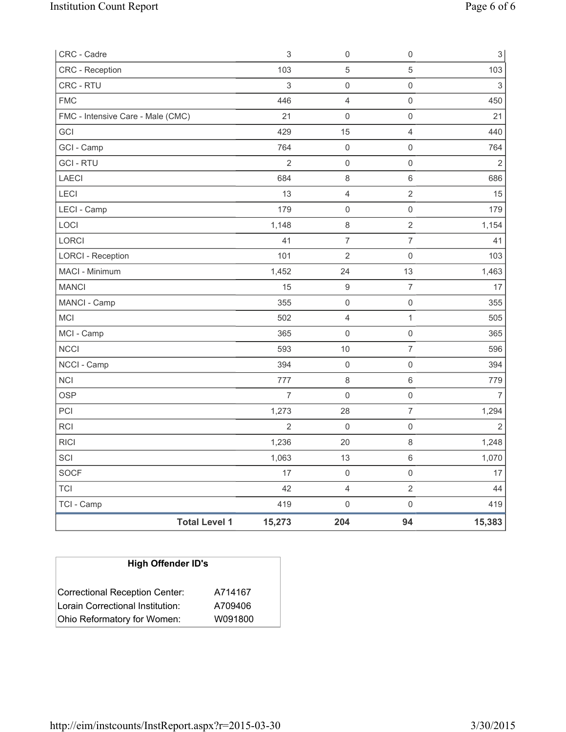| | | | | |
|---|---|---|---|---|
| CRC - Cadre | 3 | 0 | 0 | 3 |
| CRC - Reception | 103 | 5 | 5 | 103 |
| CRC - RTU | 3 | 0 | 0 | 3 |
| FMC | 446 | 4 | 0 | 450 |
| FMC - Intensive Care - Male (CMC) | 21 | 0 | 0 | 21 |
| GCI | 429 | 15 | 4 | 440 |
| GCI - Camp | 764 | 0 | 0 | 764 |
| GCI - RTU | 2 | 0 | 0 | 2 |
| LAECI | 684 | 8 | 6 | 686 |
| LECI | 13 | 4 | 2 | 15 |
| LECI - Camp | 179 | 0 | 0 | 179 |
| LOCI | 1,148 | 8 | 2 | 1,154 |
| LORCI | 41 | 7 | 7 | 41 |
| LORCI - Reception | 101 | 2 | 0 | 103 |
| MACI - Minimum | 1,452 | 24 | 13 | 1,463 |
| MANCI | 15 | 9 | 7 | 17 |
| MANCI - Camp | 355 | 0 | 0 | 355 |
| MCI | 502 | 4 | 1 | 505 |
| MCI - Camp | 365 | 0 | 0 | 365 |
| NCCI | 593 | 10 | 7 | 596 |
| NCCI - Camp | 394 | 0 | 0 | 394 |
| NCI | 777 | 8 | 6 | 779 |
| OSP | 7 | 0 | 0 | 7 |
| PCI | 1,273 | 28 | 7 | 1,294 |
| RCI | 2 | 0 | 0 | 2 |
| RICI | 1,236 | 20 | 8 | 1,248 |
| SCI | 1,063 | 13 | 6 | 1,070 |
| SOCF | 17 | 0 | 0 | 17 |
| TCI | 42 | 4 | 2 | 44 |
| TCI - Camp | 419 | 0 | 0 | 419 |
| **Total Level 1** | **15,273** | **204** | **94** | **15,383** |

| **High Offender ID's** | |
|---|---|
| Correctional Reception Center: | A714167 |
| Lorain Correctional Institution: | A709406 |
| Ohio Reformatory for Women: | W091800 |